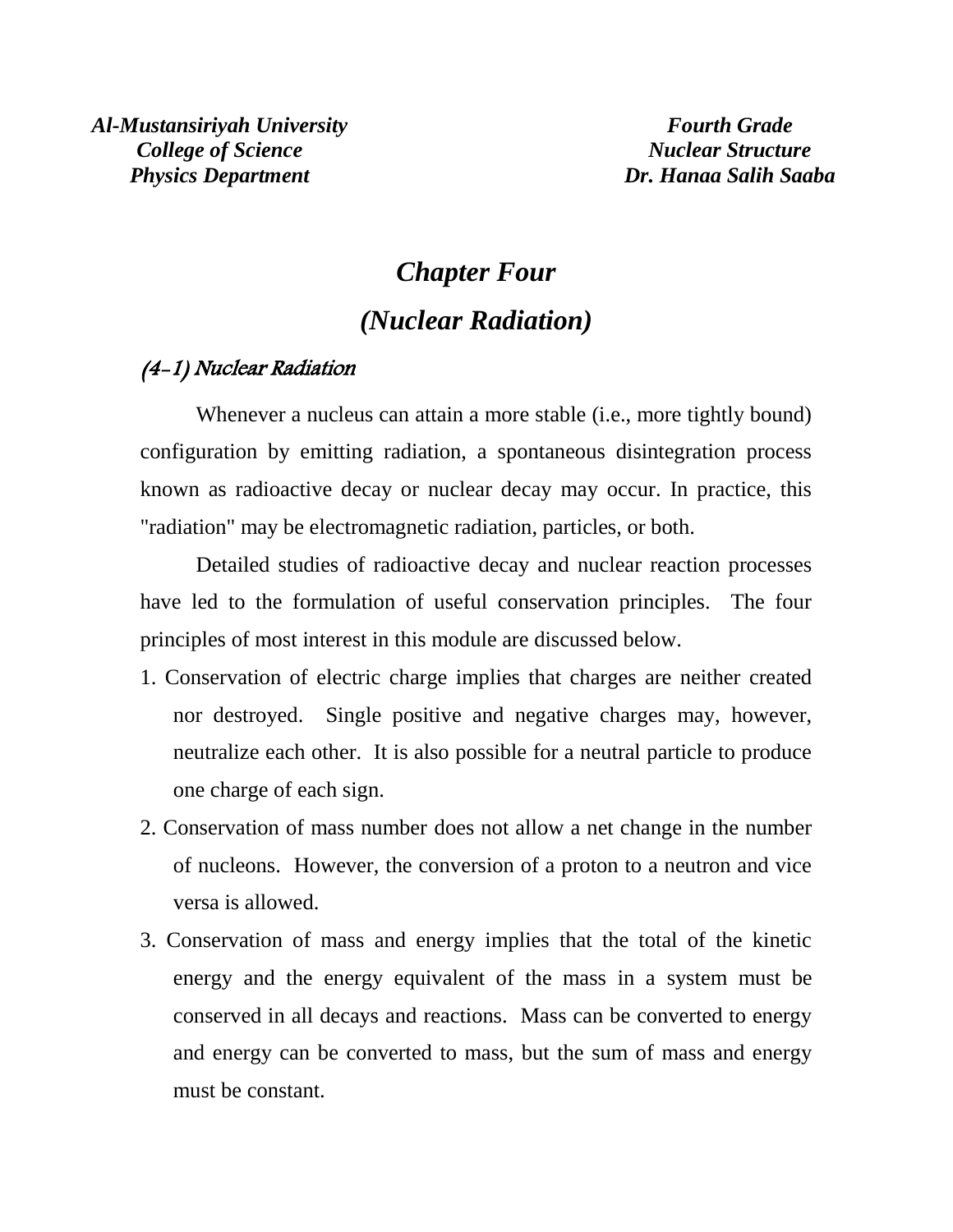*Al-Mustansiriyah University*
*College of Science*
*Physics Department*

*Fourth Grade*
*Nuclear Structure*
*Dr. Hanaa Salih Saaba*

# *Chapter Four*

# *(Nuclear Radiation)*

## *(4-1) Nuclear Radiation*

Whenever a nucleus can attain a more stable (i.e., more tightly bound) configuration by emitting radiation, a spontaneous disintegration process known as radioactive decay or nuclear decay may occur. In practice, this "radiation" may be electromagnetic radiation, particles, or both.

Detailed studies of radioactive decay and nuclear reaction processes have led to the formulation of useful conservation principles. The four principles of most interest in this module are discussed below.

1. Conservation of electric charge implies that charges are neither created nor destroyed. Single positive and negative charges may, however, neutralize each other. It is also possible for a neutral particle to produce one charge of each sign.
2. Conservation of mass number does not allow a net change in the number of nucleons. However, the conversion of a proton to a neutron and vice versa is allowed.
3. Conservation of mass and energy implies that the total of the kinetic energy and the energy equivalent of the mass in a system must be conserved in all decays and reactions. Mass can be converted to energy and energy can be converted to mass, but the sum of mass and energy must be constant.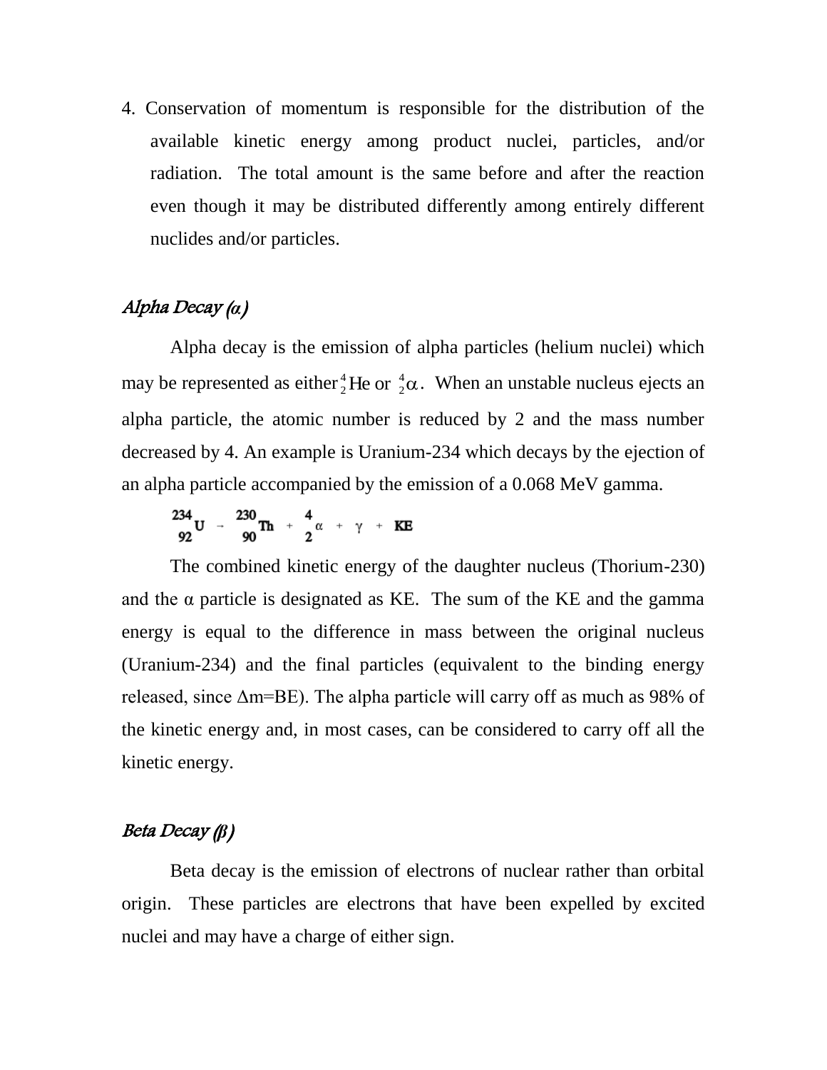4. Conservation of momentum is responsible for the distribution of the available kinetic energy among product nuclei, particles, and/or radiation. The total amount is the same before and after the reaction even though it may be distributed differently among entirely different nuclides and/or particles.

### *Alpha Decay (α)*

Alpha decay is the emission of alpha particles (helium nuclei) which may be represented as either $^{4}_{2}\mathrm{He}$ or $^{4}_{2}\alpha$. When an unstable nucleus ejects an alpha particle, the atomic number is reduced by 2 and the mass number decreased by 4. An example is Uranium-234 which decays by the ejection of an alpha particle accompanied by the emission of a 0.068 MeV gamma.

$$^{234}_{92}\mathrm{U} \rightarrow \, ^{230}_{90}\mathrm{Th} + \, ^{4}_{2}\alpha + \gamma + \mathrm{KE}$$

The combined kinetic energy of the daughter nucleus (Thorium-230) and the α particle is designated as KE. The sum of the KE and the gamma energy is equal to the difference in mass between the original nucleus (Uranium-234) and the final particles (equivalent to the binding energy released, since $\Delta$m=BE). The alpha particle will carry off as much as 98% of the kinetic energy and, in most cases, can be considered to carry off all the kinetic energy.

### *Beta Decay (β)*

Beta decay is the emission of electrons of nuclear rather than orbital origin. These particles are electrons that have been expelled by excited nuclei and may have a charge of either sign.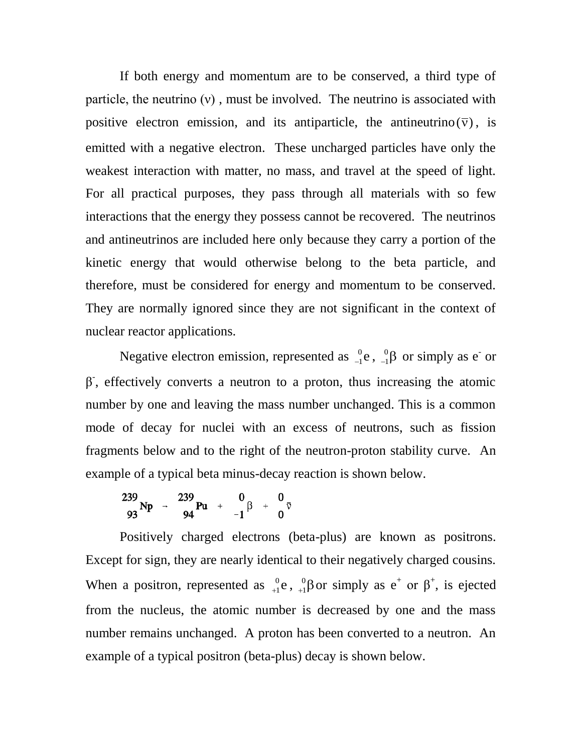If both energy and momentum are to be conserved, a third type of particle, the neutrino ($\nu$) , must be involved. The neutrino is associated with positive electron emission, and its antiparticle, the antineutrino ($\bar{\nu}$), is emitted with a negative electron. These uncharged particles have only the weakest interaction with matter, no mass, and travel at the speed of light. For all practical purposes, they pass through all materials with so few interactions that the energy they possess cannot be recovered. The neutrinos and antineutrinos are included here only because they carry a portion of the kinetic energy that would otherwise belong to the beta particle, and therefore, must be considered for energy and momentum to be conserved. They are normally ignored since they are not significant in the context of nuclear reactor applications.

Negative electron emission, represented as ${}^{0}_{-1}e$, ${}^{0}_{-1}\beta$ or simply as $e^-$ or $\beta^-$, effectively converts a neutron to a proton, thus increasing the atomic number by one and leaving the mass number unchanged. This is a common mode of decay for nuclei with an excess of neutrons, such as fission fragments below and to the right of the neutron-proton stability curve. An example of a typical beta minus-decay reaction is shown below.

$$ {}^{239}_{93}\text{Np} \rightarrow {}^{239}_{94}\text{Pu} + {}^{0}_{-1}\beta + {}^{0}_{0}\bar{\nu} $$

Positively charged electrons (beta-plus) are known as positrons. Except for sign, they are nearly identical to their negatively charged cousins. When a positron, represented as ${}^{0}_{+1}e$, ${}^{0}_{+1}\beta$ or simply as $e^+$ or $\beta^+$, is ejected from the nucleus, the atomic number is decreased by one and the mass number remains unchanged. A proton has been converted to a neutron. An example of a typical positron (beta-plus) decay is shown below.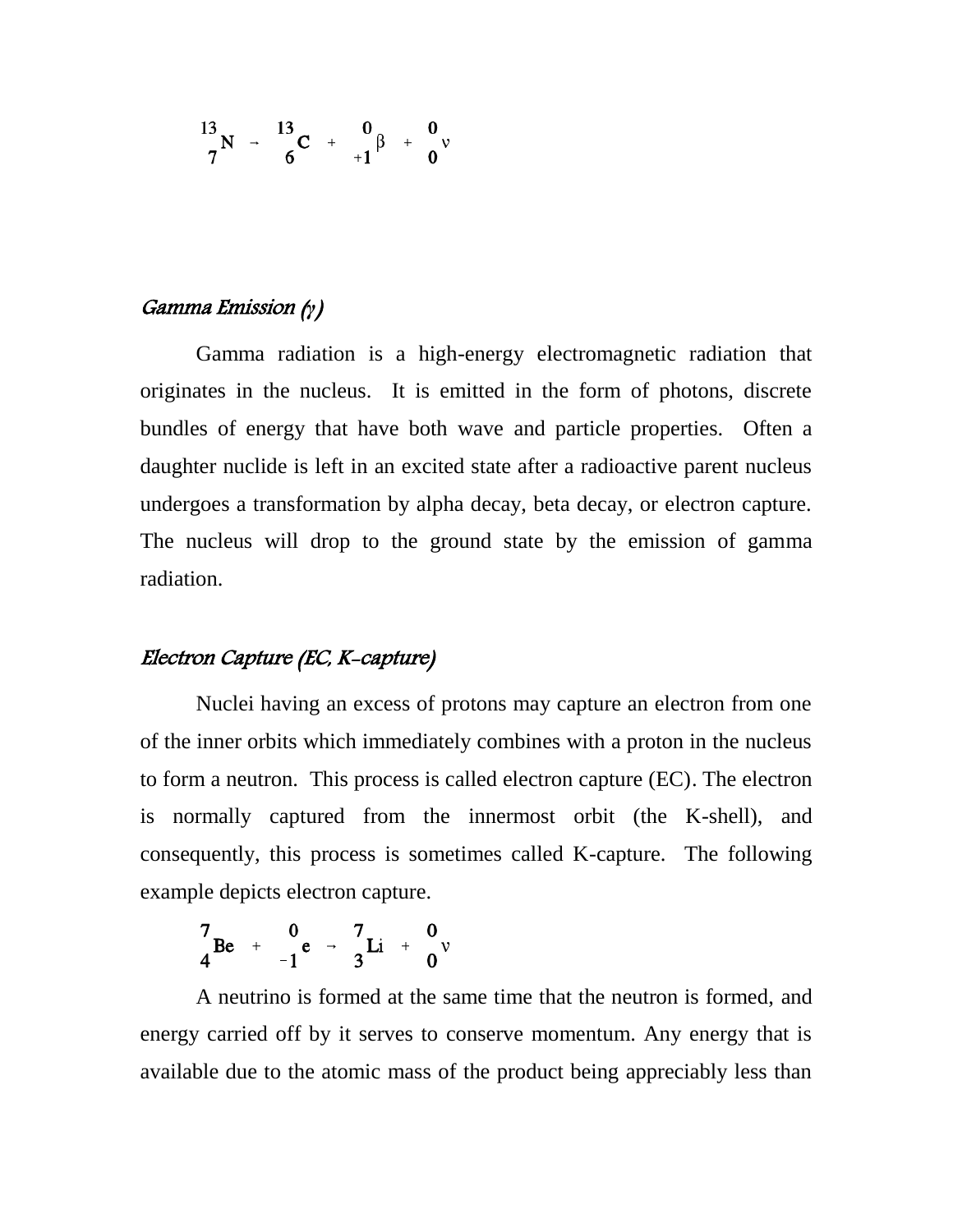$$^{13}_{7}N \rightarrow ^{13}_{6}C + ^{0}_{+1}\beta + ^{0}_{0}\nu$$

### *Gamma Emission (γ)*

Gamma radiation is a high-energy electromagnetic radiation that originates in the nucleus. It is emitted in the form of photons, discrete bundles of energy that have both wave and particle properties. Often a daughter nuclide is left in an excited state after a radioactive parent nucleus undergoes a transformation by alpha decay, beta decay, or electron capture. The nucleus will drop to the ground state by the emission of gamma radiation.

### *Electron Capture (EC, K-capture)*

Nuclei having an excess of protons may capture an electron from one of the inner orbits which immediately combines with a proton in the nucleus to form a neutron. This process is called electron capture (EC). The electron is normally captured from the innermost orbit (the K-shell), and consequently, this process is sometimes called K-capture. The following example depicts electron capture.

$$^{7}_{4}Be + ^{0}_{-1}e \rightarrow ^{7}_{3}Li + ^{0}_{0}\nu$$

A neutrino is formed at the same time that the neutron is formed, and energy carried off by it serves to conserve momentum. Any energy that is available due to the atomic mass of the product being appreciably less than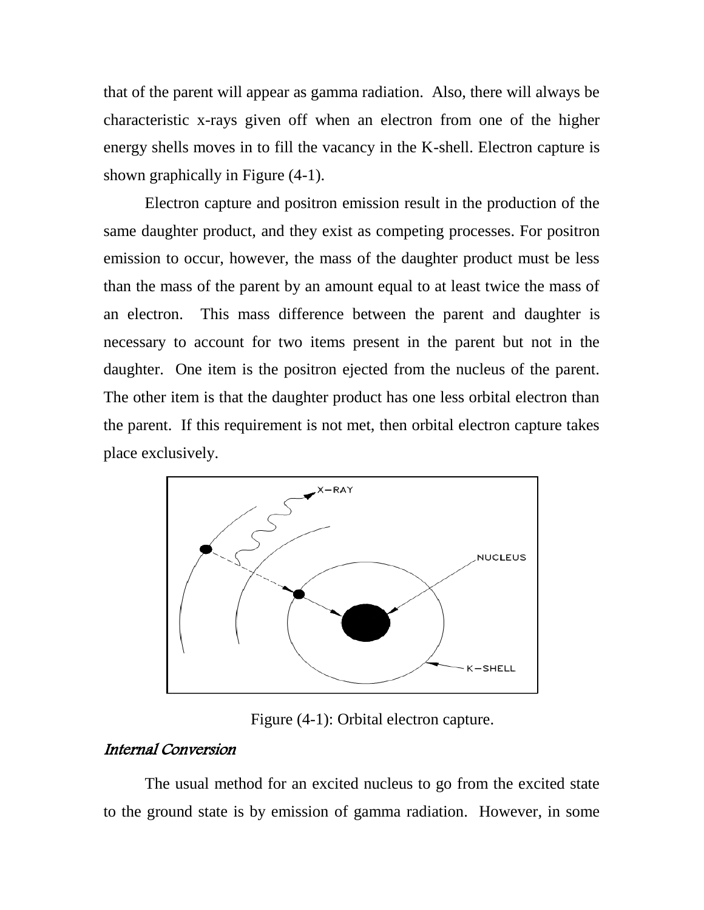that of the parent will appear as gamma radiation. Also, there will always be characteristic x-rays given off when an electron from one of the higher energy shells moves in to fill the vacancy in the K-shell. Electron capture is shown graphically in Figure (4-1).

Electron capture and positron emission result in the production of the same daughter product, and they exist as competing processes. For positron emission to occur, however, the mass of the daughter product must be less than the mass of the parent by an amount equal to at least twice the mass of an electron. This mass difference between the parent and daughter is necessary to account for two items present in the parent but not in the daughter. One item is the positron ejected from the nucleus of the parent. The other item is that the daughter product has one less orbital electron than the parent. If this requirement is not met, then orbital electron capture takes place exclusively.

Figure (4-1): Orbital electron capture.

### *Internal Conversion*

The usual method for an excited nucleus to go from the excited state to the ground state is by emission of gamma radiation. However, in some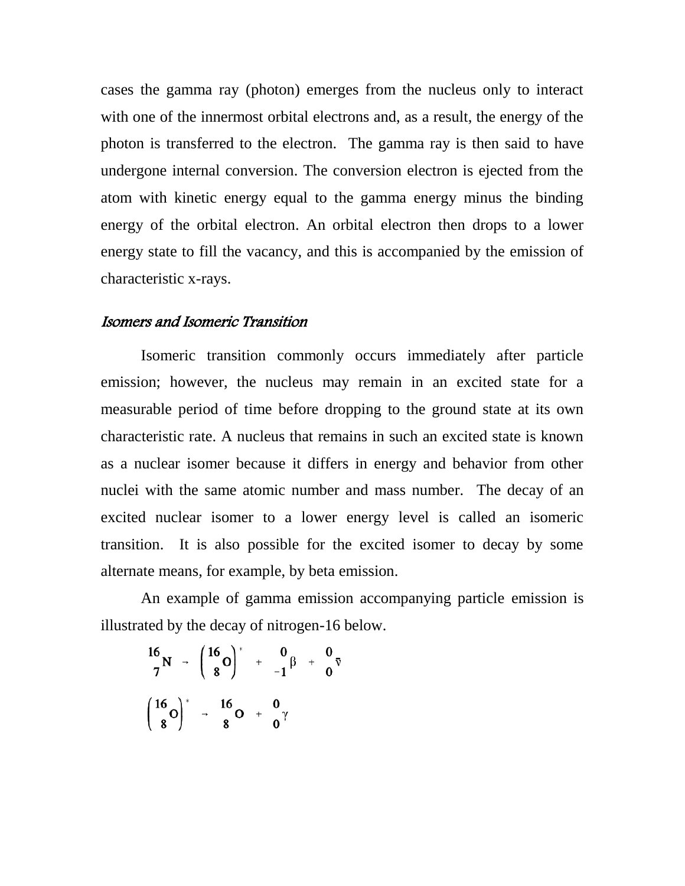cases the gamma ray (photon) emerges from the nucleus only to interact with one of the innermost orbital electrons and, as a result, the energy of the photon is transferred to the electron. The gamma ray is then said to have undergone internal conversion. The conversion electron is ejected from the atom with kinetic energy equal to the gamma energy minus the binding energy of the orbital electron. An orbital electron then drops to a lower energy state to fill the vacancy, and this is accompanied by the emission of characteristic x-rays.

### *Isomers and Isomeric Transition*

Isomeric transition commonly occurs immediately after particle emission; however, the nucleus may remain in an excited state for a measurable period of time before dropping to the ground state at its own characteristic rate. A nucleus that remains in such an excited state is known as a nuclear isomer because it differs in energy and behavior from other nuclei with the same atomic number and mass number. The decay of an excited nuclear isomer to a lower energy level is called an isomeric transition. It is also possible for the excited isomer to decay by some alternate means, for example, by beta emission.

An example of gamma emission accompanying particle emission is illustrated by the decay of nitrogen-16 below.

$$^{16}_{7}\text{N} \rightarrow \left(^{16}_{8}\text{O}\right)^{*} + \ ^{0}_{-1}\beta + \ ^{0}_{0}\bar{\nu}$$

$$\left(^{16}_{8}\text{O}\right)^{*} \rightarrow \ ^{16}_{8}\text{O} + \ ^{0}_{0}\gamma$$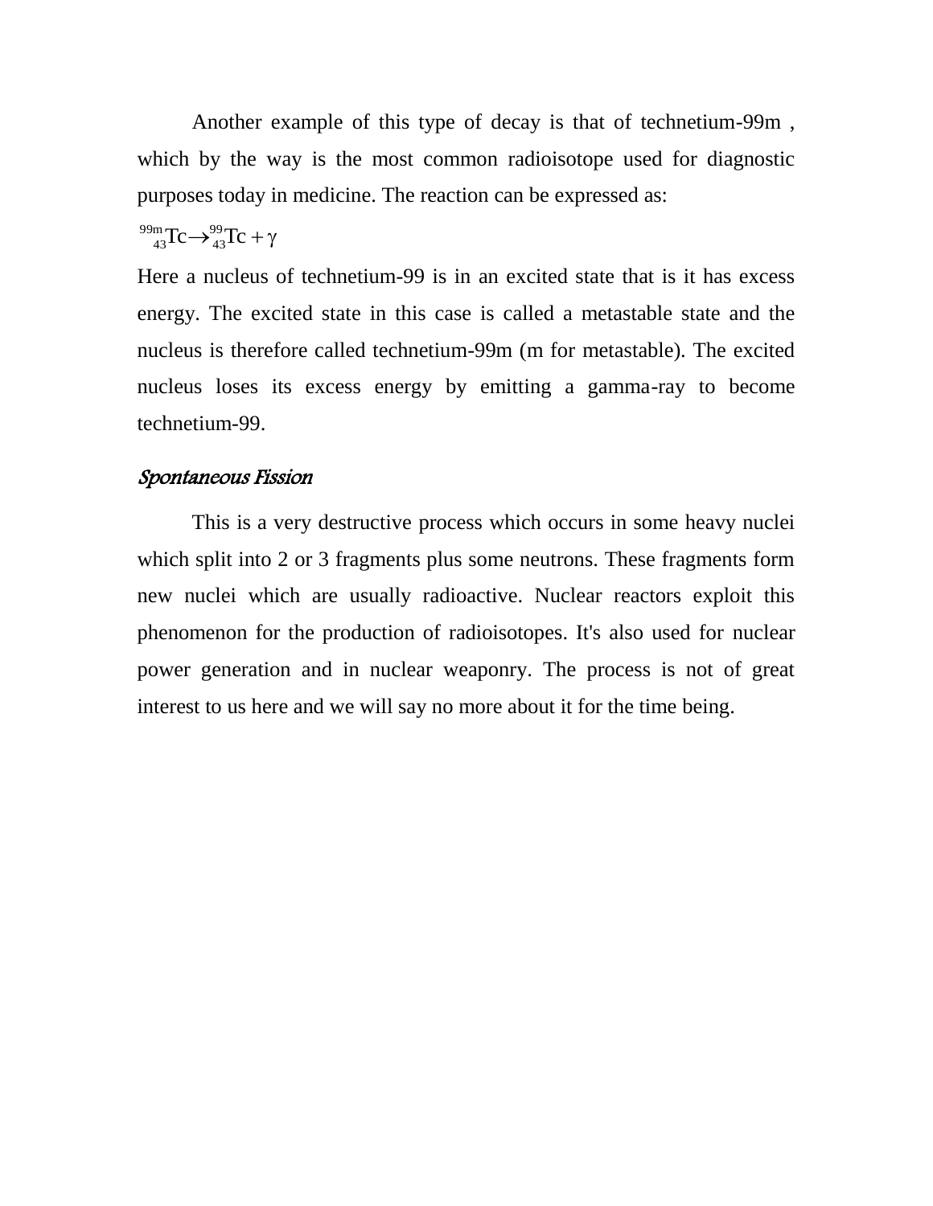Another example of this type of decay is that of technetium-99m , which by the way is the most common radioisotope used for diagnostic purposes today in medicine. The reaction can be expressed as:

$$^{99m}_{43}\text{Tc} \rightarrow ^{99}_{43}\text{Tc} + \gamma$$

Here a nucleus of technetium-99 is in an excited state that is it has excess energy. The excited state in this case is called a metastable state and the nucleus is therefore called technetium-99m (m for metastable). The excited nucleus loses its excess energy by emitting a gamma-ray to become technetium-99.

### *Spontaneous Fission*

This is a very destructive process which occurs in some heavy nuclei which split into 2 or 3 fragments plus some neutrons. These fragments form new nuclei which are usually radioactive. Nuclear reactors exploit this phenomenon for the production of radioisotopes. It's also used for nuclear power generation and in nuclear weaponry. The process is not of great interest to us here and we will say no more about it for the time being.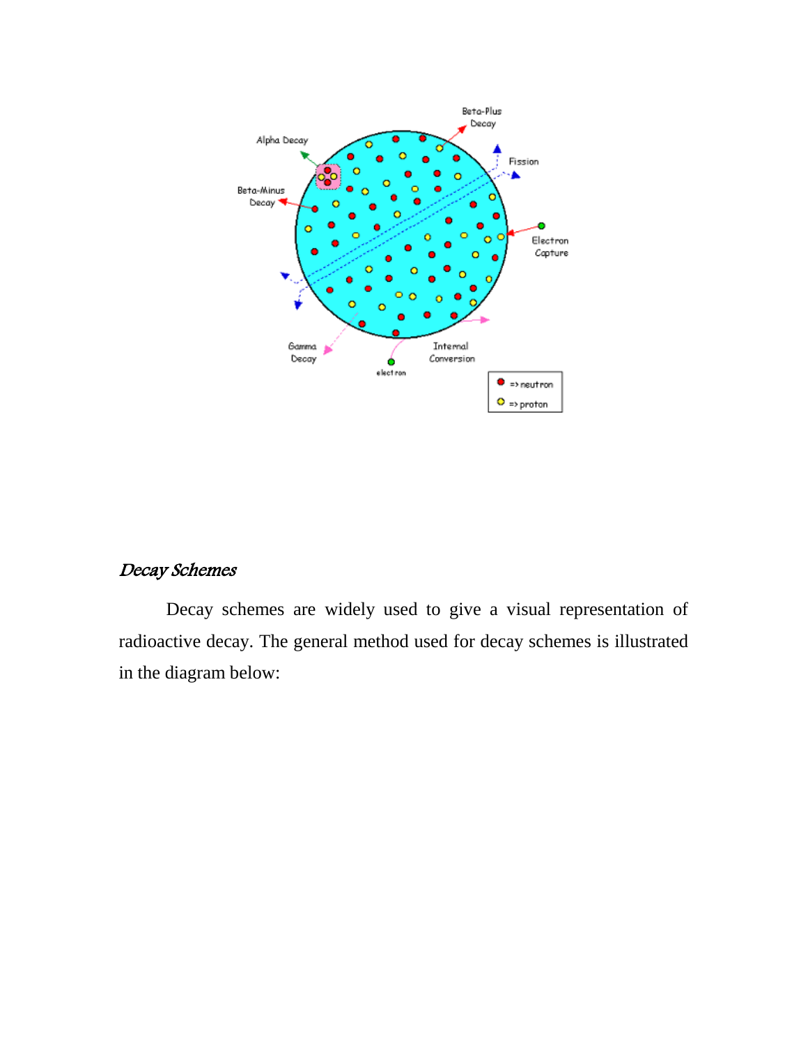*Decay Schemes*

Decay schemes are widely used to give a visual representation of radioactive decay. The general method used for decay schemes is illustrated in the diagram below: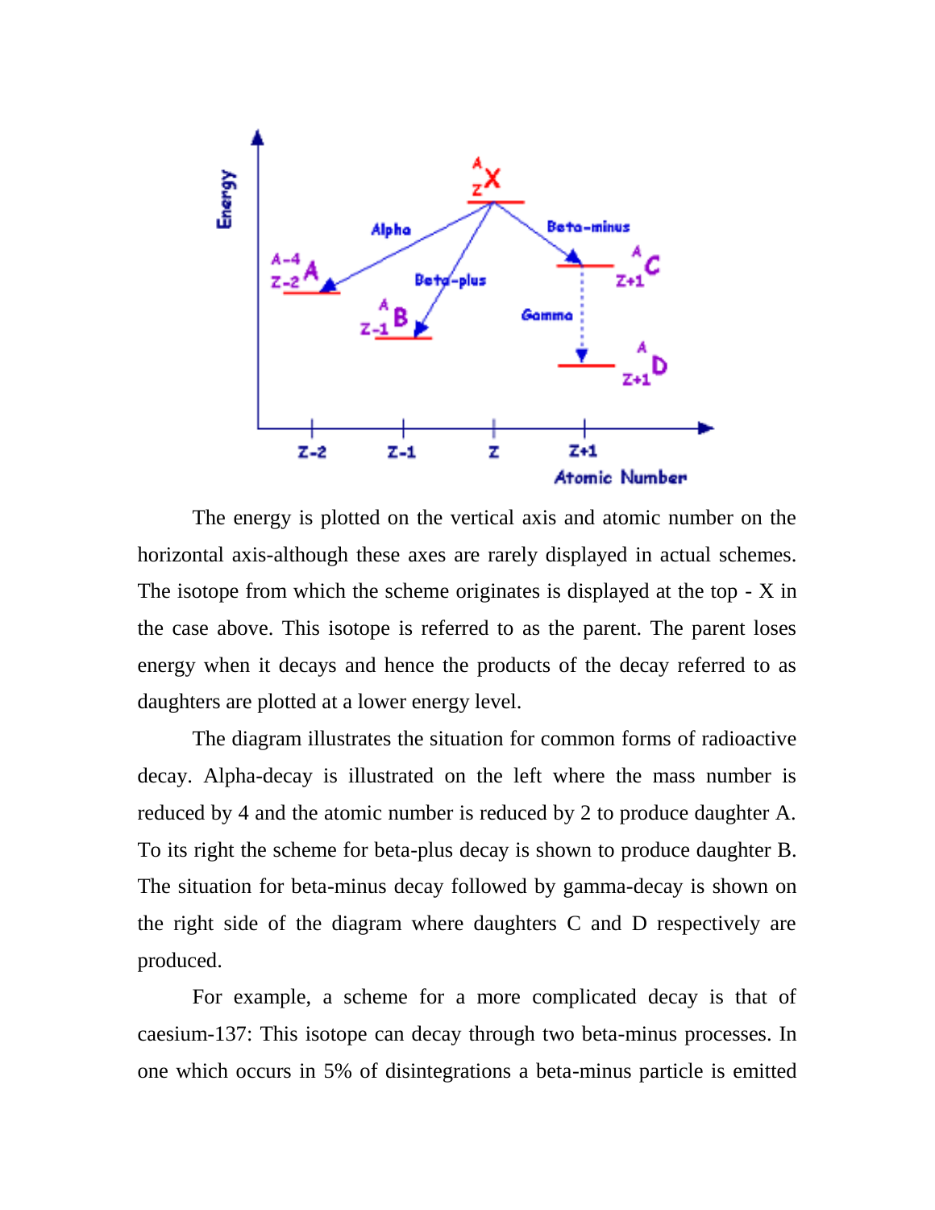The energy is plotted on the vertical axis and atomic number on the horizontal axis-although these axes are rarely displayed in actual schemes. The isotope from which the scheme originates is displayed at the top - X in the case above. This isotope is referred to as the parent. The parent loses energy when it decays and hence the products of the decay referred to as daughters are plotted at a lower energy level.

The diagram illustrates the situation for common forms of radioactive decay. Alpha-decay is illustrated on the left where the mass number is reduced by 4 and the atomic number is reduced by 2 to produce daughter A. To its right the scheme for beta-plus decay is shown to produce daughter B. The situation for beta-minus decay followed by gamma-decay is shown on the right side of the diagram where daughters C and D respectively are produced.

For example, a scheme for a more complicated decay is that of caesium-137: This isotope can decay through two beta-minus processes. In one which occurs in 5% of disintegrations a beta-minus particle is emitted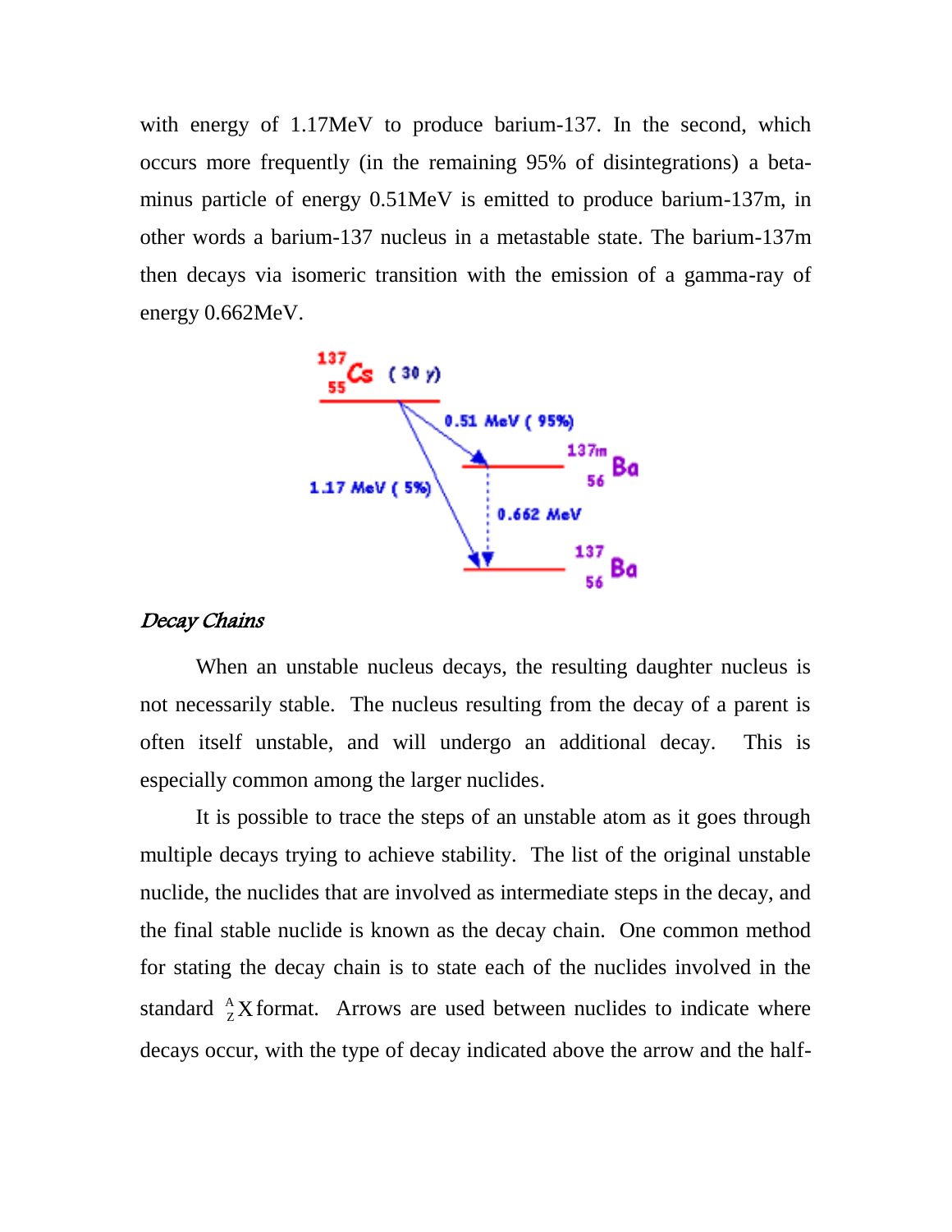with energy of 1.17MeV to produce barium-137. In the second, which occurs more frequently (in the remaining 95% of disintegrations) a beta-minus particle of energy 0.51MeV is emitted to produce barium-137m, in other words a barium-137 nucleus in a metastable state. The barium-137m then decays via isomeric transition with the emission of a gamma-ray of energy 0.662MeV.

### *Decay Chains*

When an unstable nucleus decays, the resulting daughter nucleus is not necessarily stable. The nucleus resulting from the decay of a parent is often itself unstable, and will undergo an additional decay. This is especially common among the larger nuclides.

It is possible to trace the steps of an unstable atom as it goes through multiple decays trying to achieve stability. The list of the original unstable nuclide, the nuclides that are involved as intermediate steps in the decay, and the final stable nuclide is known as the decay chain. One common method for stating the decay chain is to state each of the nuclides involved in the standard ${}^{A}_{Z}X$ format. Arrows are used between nuclides to indicate where decays occur, with the type of decay indicated above the arrow and the half-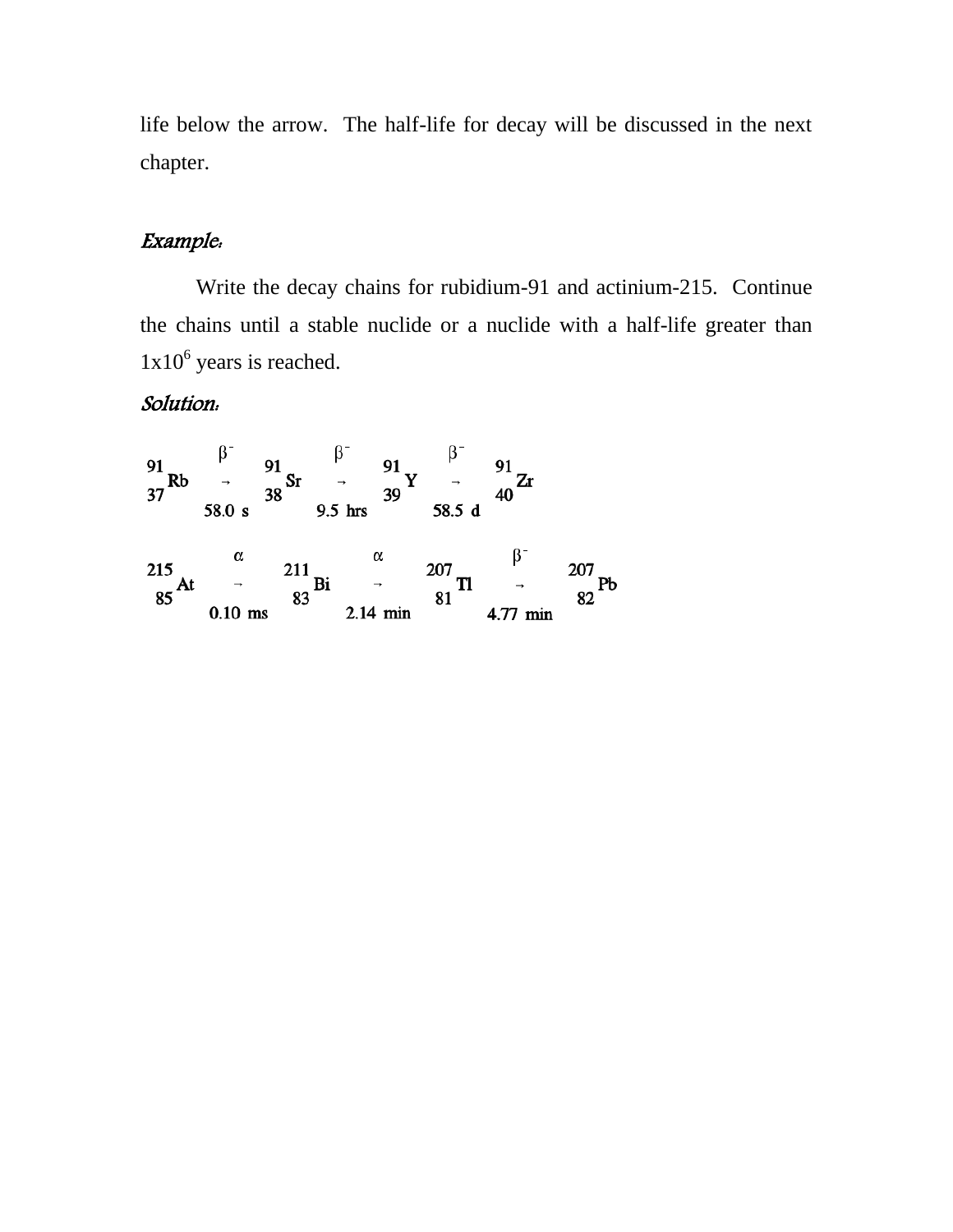life below the arrow.  The half-life for decay will be discussed in the next chapter.

*Example:*

Write the decay chains for rubidium-91 and actinium-215.  Continue the chains until a stable nuclide or a nuclide with a half-life greater than $1x10^6$ years is reached.

*Solution:*

$$^{91}_{37}\text{Rb} \underset{58.0\ \text{s}}{\overset{\beta^-}{\rightarrow}} {}^{91}_{38}\text{Sr} \underset{9.5\ \text{hrs}}{\overset{\beta^-}{\rightarrow}} {}^{91}_{39}\text{Y} \underset{58.5\ \text{d}}{\overset{\beta^-}{\rightarrow}} {}^{91}_{40}\text{Zr}$$

$$^{215}_{85}\text{At} \underset{0.10\ \text{ms}}{\overset{\alpha}{\rightarrow}} {}^{211}_{83}\text{Bi} \underset{2.14\ \text{min}}{\overset{\alpha}{\rightarrow}} {}^{207}_{81}\text{Tl} \underset{4.77\ \text{min}}{\overset{\beta^-}{\rightarrow}} {}^{207}_{82}\text{Pb}$$